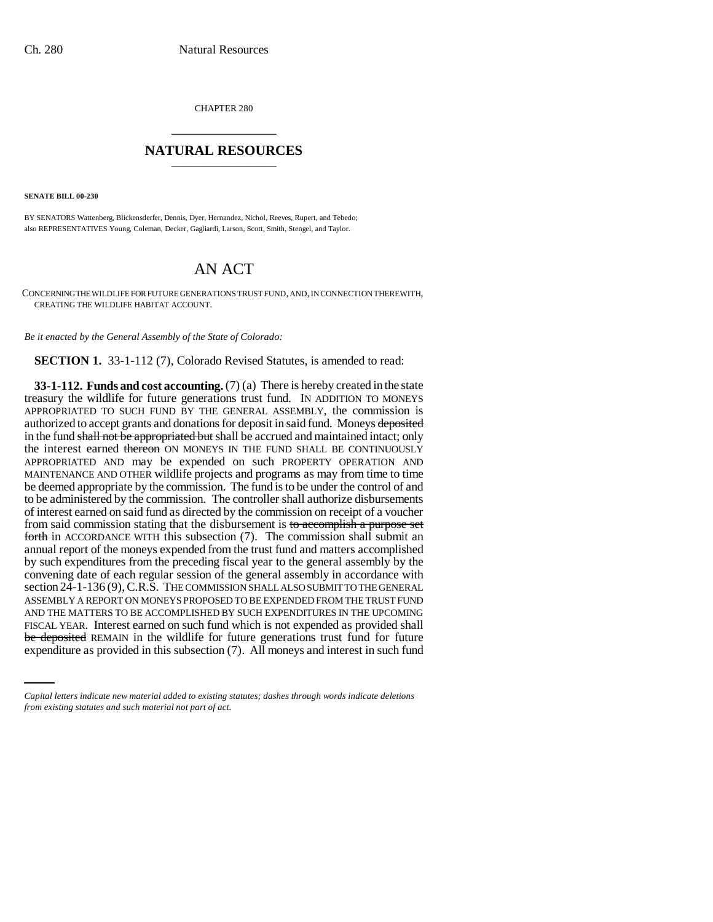CHAPTER 280

# NATURAL RESOURCES

**SENATE BILL 00-230**

BY SENATORS Wattenberg, Blickensderfer, Dennis, Dyer, Hernandez, Nichol, Reeves, Rupert, and Tebedo;
also REPRESENTATIVES Young, Coleman, Decker, Gagliardi, Larson, Scott, Smith, Stengel, and Taylor.

# AN ACT

CONCERNING THE WILDLIFE FOR FUTURE GENERATIONS TRUST FUND, AND, IN CONNECTION THEREWITH, CREATING THE WILDLIFE HABITAT ACCOUNT.

*Be it enacted by the General Assembly of the State of Colorado:*

**SECTION 1.** 33-1-112 (7), Colorado Revised Statutes, is amended to read:

**33-1-112. Funds and cost accounting.** (7) (a) There is hereby created in the state treasury the wildlife for future generations trust fund. IN ADDITION TO MONEYS APPROPRIATED TO SUCH FUND BY THE GENERAL ASSEMBLY, the commission is authorized to accept grants and donations for deposit in said fund. Moneys ~~deposited~~ in the fund ~~shall not be appropriated but~~ shall be accrued and maintained intact; only the interest earned ~~thereon~~ ON MONEYS IN THE FUND SHALL BE CONTINUOUSLY APPROPRIATED AND may be expended on such PROPERTY OPERATION AND MAINTENANCE AND OTHER wildlife projects and programs as may from time to time be deemed appropriate by the commission. The fund is to be under the control of and to be administered by the commission. The controller shall authorize disbursements of interest earned on said fund as directed by the commission on receipt of a voucher from said commission stating that the disbursement is ~~to accomplish a purpose set forth~~ in ACCORDANCE WITH this subsection (7). The commission shall submit an annual report of the moneys expended from the trust fund and matters accomplished by such expenditures from the preceding fiscal year to the general assembly by the convening date of each regular session of the general assembly in accordance with section 24-1-136 (9), C.R.S. THE COMMISSION SHALL ALSO SUBMIT TO THE GENERAL ASSEMBLY A REPORT ON MONEYS PROPOSED TO BE EXPENDED FROM THE TRUST FUND AND THE MATTERS TO BE ACCOMPLISHED BY SUCH EXPENDITURES IN THE UPCOMING FISCAL YEAR. Interest earned on such fund which is not expended as provided shall ~~be deposited~~ REMAIN in the wildlife for future generations trust fund for future expenditure as provided in this subsection (7). All moneys and interest in such fund

*Capital letters indicate new material added to existing statutes; dashes through words indicate deletions from existing statutes and such material not part of act.*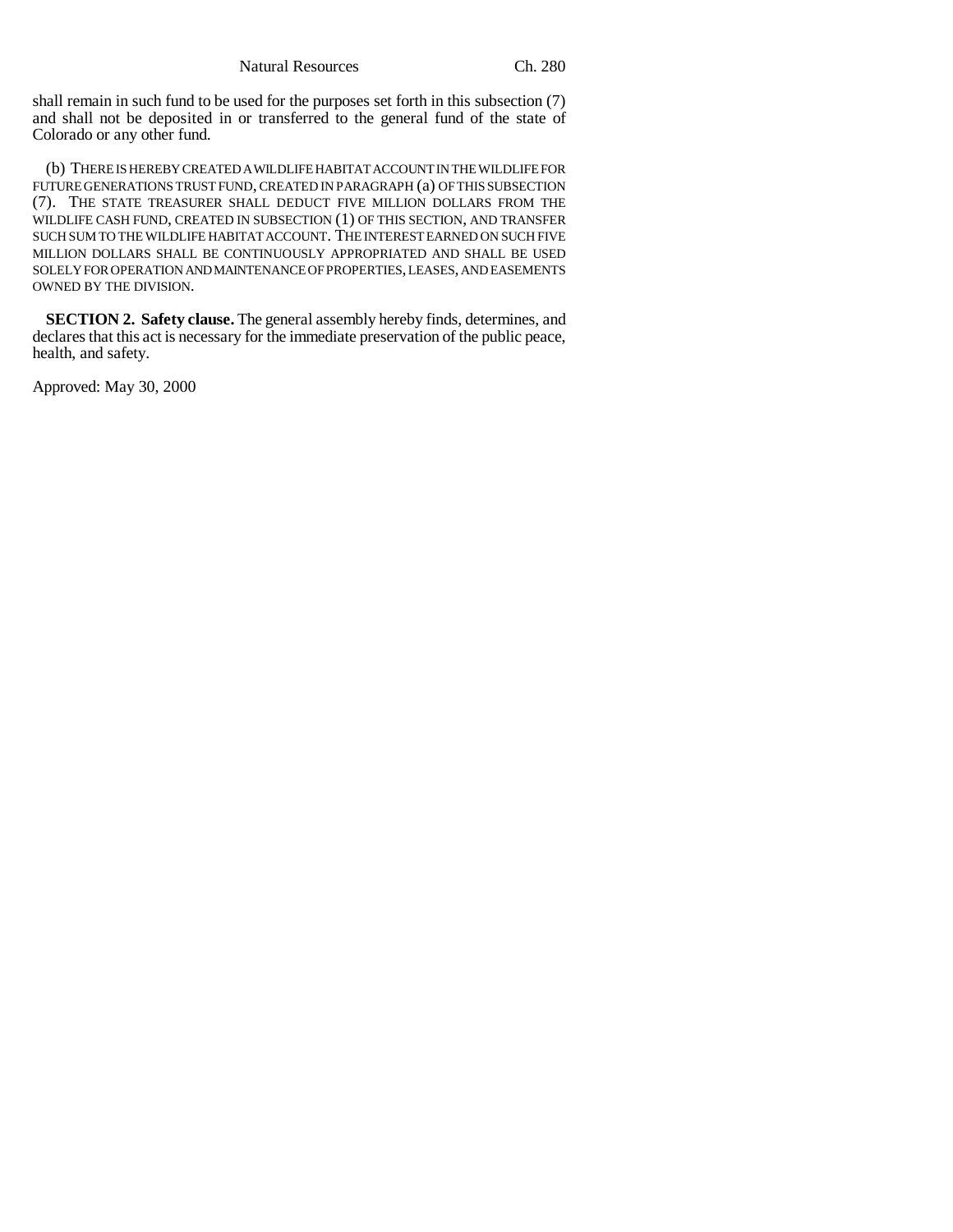shall remain in such fund to be used for the purposes set forth in this subsection (7) and shall not be deposited in or transferred to the general fund of the state of Colorado or any other fund.

(b) THERE IS HEREBY CREATED A WILDLIFE HABITAT ACCOUNT IN THE WILDLIFE FOR FUTURE GENERATIONS TRUST FUND, CREATED IN PARAGRAPH (a) OF THIS SUBSECTION (7). THE STATE TREASURER SHALL DEDUCT FIVE MILLION DOLLARS FROM THE WILDLIFE CASH FUND, CREATED IN SUBSECTION (1) OF THIS SECTION, AND TRANSFER SUCH SUM TO THE WILDLIFE HABITAT ACCOUNT. THE INTEREST EARNED ON SUCH FIVE MILLION DOLLARS SHALL BE CONTINUOUSLY APPROPRIATED AND SHALL BE USED SOLELY FOR OPERATION AND MAINTENANCE OF PROPERTIES, LEASES, AND EASEMENTS OWNED BY THE DIVISION.

**SECTION 2. Safety clause.** The general assembly hereby finds, determines, and declares that this act is necessary for the immediate preservation of the public peace, health, and safety.

Approved: May 30, 2000